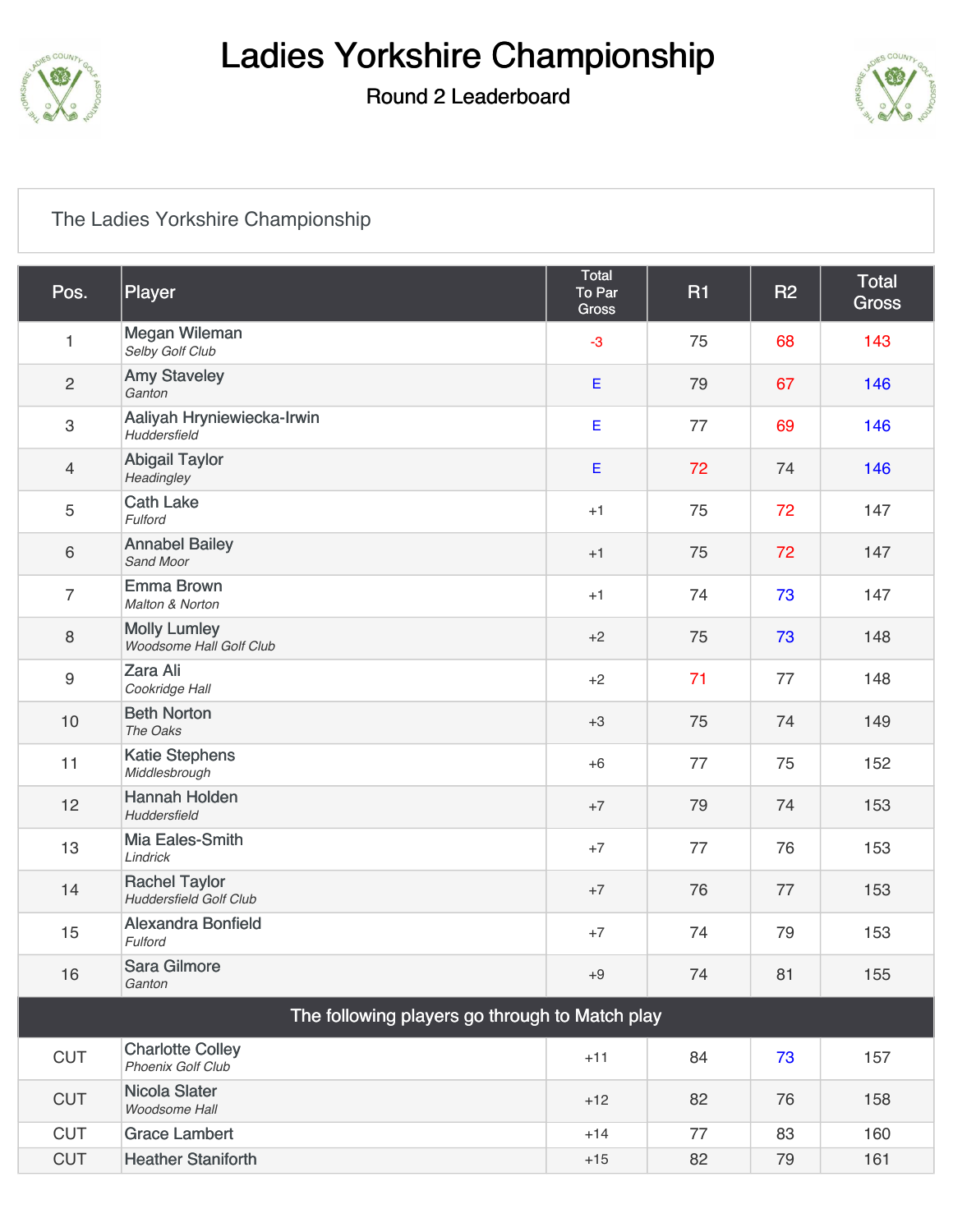# Ladies Yorkshire Championship

## Round 2 Leaderboard

The Ladies Yorkshire Championship

| Pos. | Player | Total To Par Gross | R1 | R2 | Total Gross |
|---|---|---|---|---|---|
| 1 | Megan Wileman *Selby Golf Club* | -3 | 75 | 68 | 143 |
| 2 | Amy Staveley *Ganton* | E | 79 | 67 | 146 |
| 3 | Aaliyah Hryniewiecka-Irwin *Huddersfield* | E | 77 | 69 | 146 |
| 4 | Abigail Taylor *Headingley* | E | 72 | 74 | 146 |
| 5 | Cath Lake *Fulford* | +1 | 75 | 72 | 147 |
| 6 | Annabel Bailey *Sand Moor* | +1 | 75 | 72 | 147 |
| 7 | Emma Brown *Malton & Norton* | +1 | 74 | 73 | 147 |
| 8 | Molly Lumley *Woodsome Hall Golf Club* | +2 | 75 | 73 | 148 |
| 9 | Zara Ali *Cookridge Hall* | +2 | 71 | 77 | 148 |
| 10 | Beth Norton *The Oaks* | +3 | 75 | 74 | 149 |
| 11 | Katie Stephens *Middlesbrough* | +6 | 77 | 75 | 152 |
| 12 | Hannah Holden *Huddersfield* | +7 | 79 | 74 | 153 |
| 13 | Mia Eales-Smith *Lindrick* | +7 | 77 | 76 | 153 |
| 14 | Rachel Taylor *Huddersfield Golf Club* | +7 | 76 | 77 | 153 |
| 15 | Alexandra Bonfield *Fulford* | +7 | 74 | 79 | 153 |
| 16 | Sara Gilmore *Ganton* | +9 | 74 | 81 | 155 |
| The following players go through to Match play | | | | | |
| CUT | Charlotte Colley *Phoenix Golf Club* | +11 | 84 | 73 | 157 |
| CUT | Nicola Slater *Woodsome Hall* | +12 | 82 | 76 | 158 |
| CUT | Grace Lambert | +14 | 77 | 83 | 160 |
| CUT | Heather Staniforth | +15 | 82 | 79 | 161 |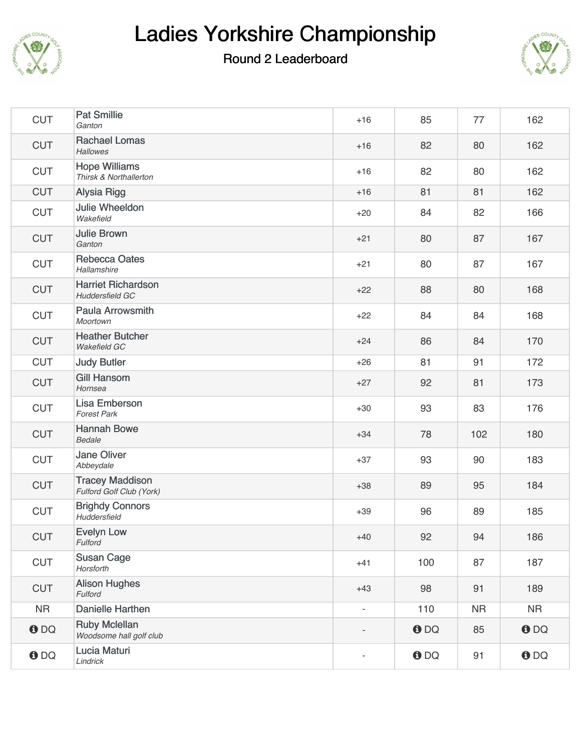# Ladies Yorkshire Championship

## Round 2 Leaderboard

| | | | | | |
|---|---|---|---|---|---|
| CUT | Pat Smillie *Ganton* | +16 | 85 | 77 | 162 |
| CUT | Rachael Lomas *Hallowes* | +16 | 82 | 80 | 162 |
| CUT | Hope Williams *Thirsk & Northallerton* | +16 | 82 | 80 | 162 |
| CUT | Alysia Rigg | +16 | 81 | 81 | 162 |
| CUT | Julie Wheeldon *Wakefield* | +20 | 84 | 82 | 166 |
| CUT | Julie Brown *Ganton* | +21 | 80 | 87 | 167 |
| CUT | Rebecca Oates *Hallamshire* | +21 | 80 | 87 | 167 |
| CUT | Harriet Richardson *Huddersfield GC* | +22 | 88 | 80 | 168 |
| CUT | Paula Arrowsmith *Moortown* | +22 | 84 | 84 | 168 |
| CUT | Heather Butcher *Wakefield GC* | +24 | 86 | 84 | 170 |
| CUT | Judy Butler | +26 | 81 | 91 | 172 |
| CUT | Gill Hansom *Hornsea* | +27 | 92 | 81 | 173 |
| CUT | Lisa Emberson *Forest Park* | +30 | 93 | 83 | 176 |
| CUT | Hannah Bowe *Bedale* | +34 | 78 | 102 | 180 |
| CUT | Jane Oliver *Abbeydale* | +37 | 93 | 90 | 183 |
| CUT | Tracey Maddison *Fulford Golf Club (York)* | +38 | 89 | 95 | 184 |
| CUT | Brighdy Connors *Huddersfield* | +39 | 96 | 89 | 185 |
| CUT | Evelyn Low *Fulford* | +40 | 92 | 94 | 186 |
| CUT | Susan Cage *Horsforth* | +41 | 100 | 87 | 187 |
| CUT | Alison Hughes *Fulford* | +43 | 98 | 91 | 189 |
| NR | Danielle Harthen | - | 110 | NR | NR |
| DQ | Ruby Mclellan *Woodsome hall golf club* | - | DQ | 85 | DQ |
| DQ | Lucia Maturi *Lindrick* | - | DQ | 91 | DQ |